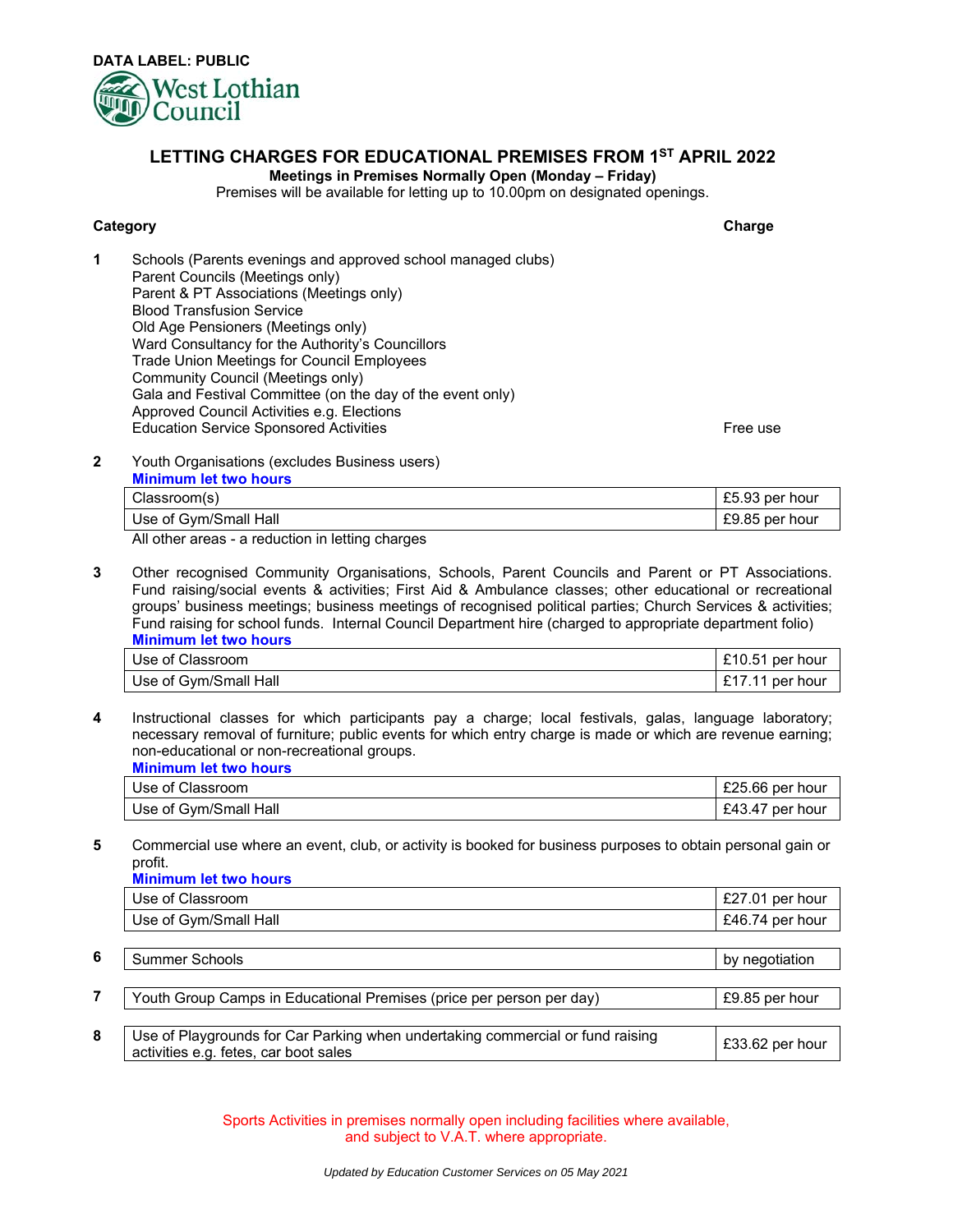**DATA LABEL: PUBLIC**

West Lothian Council

# LETTING CHARGES FOR EDUCATIONAL PREMISES FROM 1ST APRIL 2022

**Meetings in Premises Normally Open (Monday – Friday)**

Premises will be available for letting up to 10.00pm on designated openings.

| | Category | Charge |
|---|---|---|
| **1** | Schools (Parents evenings and approved school managed clubs)<br>Parent Councils (Meetings only)<br>Parent & PT Associations (Meetings only)<br>Blood Transfusion Service<br>Old Age Pensioners (Meetings only)<br>Ward Consultancy for the Authority's Councillors<br>Trade Union Meetings for Council Employees<br>Community Council (Meetings only)<br>Gala and Festival Committee (on the day of the event only)<br>Approved Council Activities e.g. Elections<br>Education Service Sponsored Activities | Free use |

**2** Youth Organisations (excludes Business users)

**Minimum let two hours**

| Area | Charge |
|---|---|
| Classroom(s) | £5.93 per hour |
| Use of Gym/Small Hall | £9.85 per hour |

All other areas - a reduction in letting charges

**3** Other recognised Community Organisations, Schools, Parent Councils and Parent or PT Associations. Fund raising/social events & activities; First Aid & Ambulance classes; other educational or recreational groups' business meetings; business meetings of recognised political parties; Church Services & activities; Fund raising for school funds. Internal Council Department hire (charged to appropriate department folio)

**Minimum let two hours**

| Area | Charge |
|---|---|
| Use of Classroom | £10.51 per hour |
| Use of Gym/Small Hall | £17.11 per hour |

**4** Instructional classes for which participants pay a charge; local festivals, galas, language laboratory; necessary removal of furniture; public events for which entry charge is made or which are revenue earning; non-educational or non-recreational groups.

**Minimum let two hours**

| Area | Charge |
|---|---|
| Use of Classroom | £25.66 per hour |
| Use of Gym/Small Hall | £43.47 per hour |

**5** Commercial use where an event, club, or activity is booked for business purposes to obtain personal gain or profit.

**Minimum let two hours**

| Area | Charge |
|---|---|
| Use of Classroom | £27.01 per hour |
| Use of Gym/Small Hall | £46.74 per hour |

| | Category | Charge |
|---|---|---|
| **6** | Summer Schools | by negotiation |
| **7** | Youth Group Camps in Educational Premises (price per person per day) | £9.85 per hour |
| **8** | Use of Playgrounds for Car Parking when undertaking commercial or fund raising activities e.g. fetes, car boot sales | £33.62 per hour |

Sports Activities in premises normally open including facilities where available, and subject to V.A.T. where appropriate.

*Updated by Education Customer Services on 05 May 2021*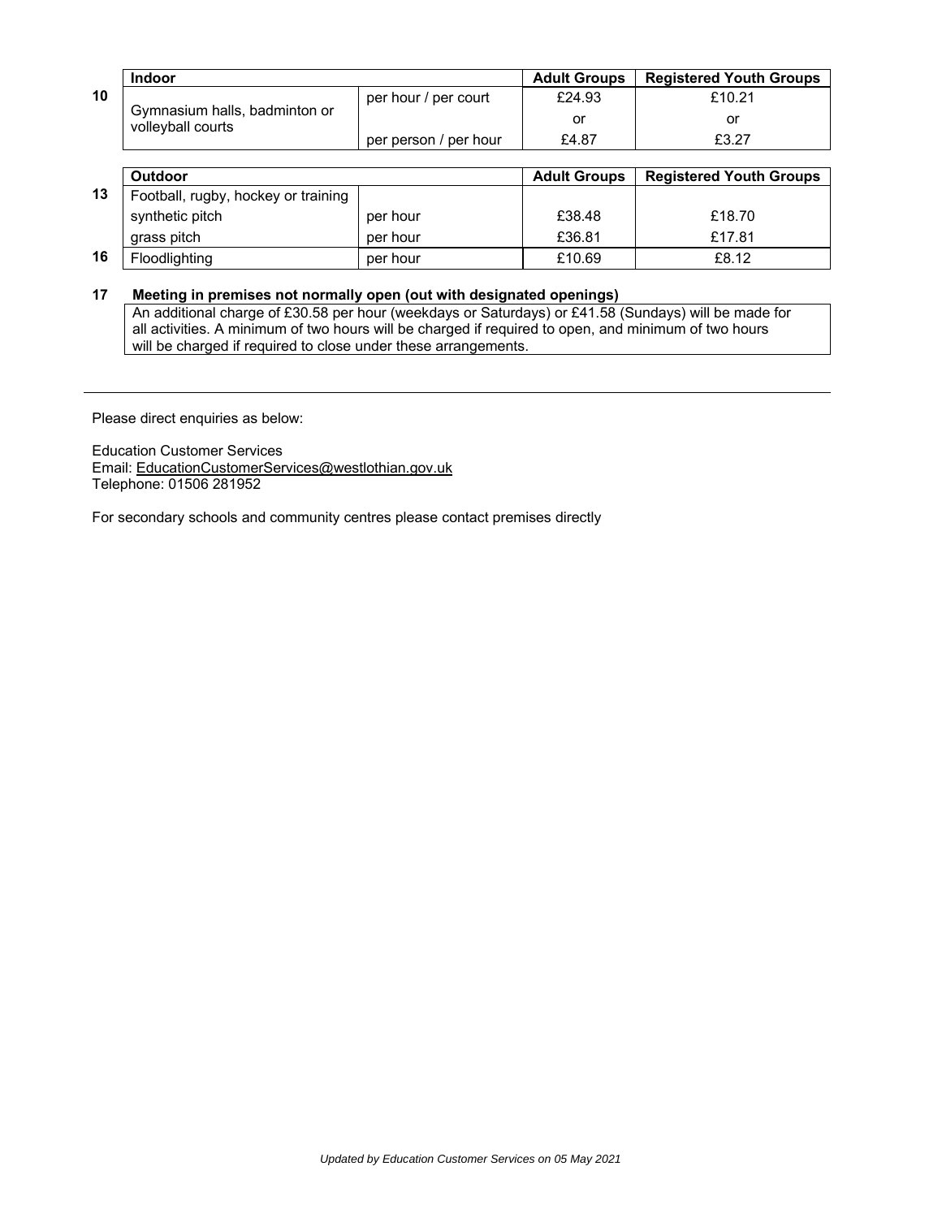| | Indoor | | Adult Groups | Registered Youth Groups |
|---|---|---|---|---|
| 10 | Gymnasium halls, badminton or volleyball courts | per hour / per court | £24.93 | £10.21 |
| | | | or | or |
| | | per person / per hour | £4.87 | £3.27 |

| | Outdoor | | Adult Groups | Registered Youth Groups |
|---|---|---|---|---|
| 13 | Football, rugby, hockey or training | | | |
| | synthetic pitch | per hour | £38.48 | £18.70 |
| | grass pitch | per hour | £36.81 | £17.81 |
| 16 | Floodlighting | per hour | £10.69 | £8.12 |

**17 Meeting in premises not normally open (out with designated openings)**

An additional charge of £30.58 per hour (weekdays or Saturdays) or £41.58 (Sundays) will be made for all activities. A minimum of two hours will be charged if required to open, and minimum of two hours will be charged if required to close under these arrangements.

---

Please direct enquiries as below:

Education Customer Services
Email: EducationCustomerServices@westlothian.gov.uk
Telephone: 01506 281952

For secondary schools and community centres please contact premises directly

*Updated by Education Customer Services on 05 May 2021*